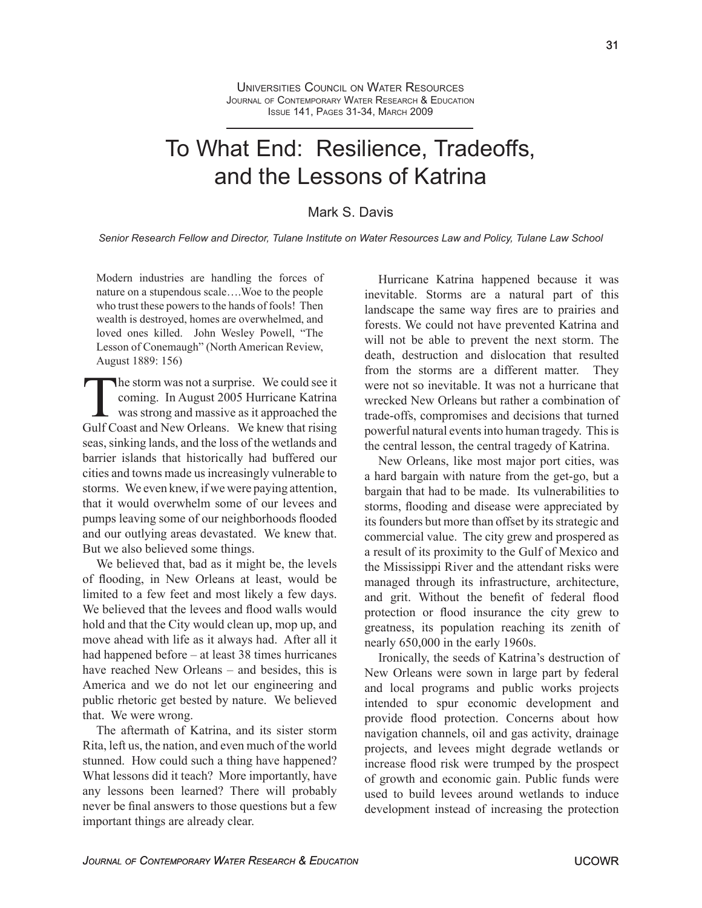# To What End: Resilience, Tradeoffs, and the Lessons of Katrina

Mark S. Davis

*Senior Research Fellow and Director, Tulane Institute on Water Resources Law and Policy, Tulane Law School*

> Modern industries are handling the forces of nature on a stupendous scale….Woe to the people who trust these powers to the hands of fools! Then wealth is destroyed, homes are overwhelmed, and loved ones killed. John Wesley Powell, "The Lesson of Conemaugh" (North American Review, August 1889: 156)

The storm was not a surprise. We could see it coming. In August 2005 Hurricane Katrina was strong and massive as it approached the Gulf Coast and New Orleans. We knew that rising seas, sinking lands, and the loss of the wetlands and barrier islands that historically had buffered our cities and towns made us increasingly vulnerable to storms. We even knew, if we were paying attention, that it would overwhelm some of our levees and pumps leaving some of our neighborhoods flooded and our outlying areas devastated. We knew that. But we also believed some things.

We believed that, bad as it might be, the levels of flooding, in New Orleans at least, would be limited to a few feet and most likely a few days. We believed that the levees and flood walls would hold and that the City would clean up, mop up, and move ahead with life as it always had. After all it had happened before – at least 38 times hurricanes have reached New Orleans – and besides, this is America and we do not let our engineering and public rhetoric get bested by nature. We believed that. We were wrong.

The aftermath of Katrina, and its sister storm Rita, left us, the nation, and even much of the world stunned. How could such a thing have happened? What lessons did it teach? More importantly, have any lessons been learned? There will probably never be final answers to those questions but a few important things are already clear.

Hurricane Katrina happened because it was inevitable. Storms are a natural part of this landscape the same way fires are to prairies and forests. We could not have prevented Katrina and will not be able to prevent the next storm. The death, destruction and dislocation that resulted from the storms are a different matter. They were not so inevitable. It was not a hurricane that wrecked New Orleans but rather a combination of trade-offs, compromises and decisions that turned powerful natural events into human tragedy. This is the central lesson, the central tragedy of Katrina.

New Orleans, like most major port cities, was a hard bargain with nature from the get-go, but a bargain that had to be made. Its vulnerabilities to storms, flooding and disease were appreciated by its founders but more than offset by its strategic and commercial value. The city grew and prospered as a result of its proximity to the Gulf of Mexico and the Mississippi River and the attendant risks were managed through its infrastructure, architecture, and grit. Without the benefit of federal flood protection or flood insurance the city grew to greatness, its population reaching its zenith of nearly 650,000 in the early 1960s.

Ironically, the seeds of Katrina's destruction of New Orleans were sown in large part by federal and local programs and public works projects intended to spur economic development and provide flood protection. Concerns about how navigation channels, oil and gas activity, drainage projects, and levees might degrade wetlands or increase flood risk were trumped by the prospect of growth and economic gain. Public funds were used to build levees around wetlands to induce development instead of increasing the protection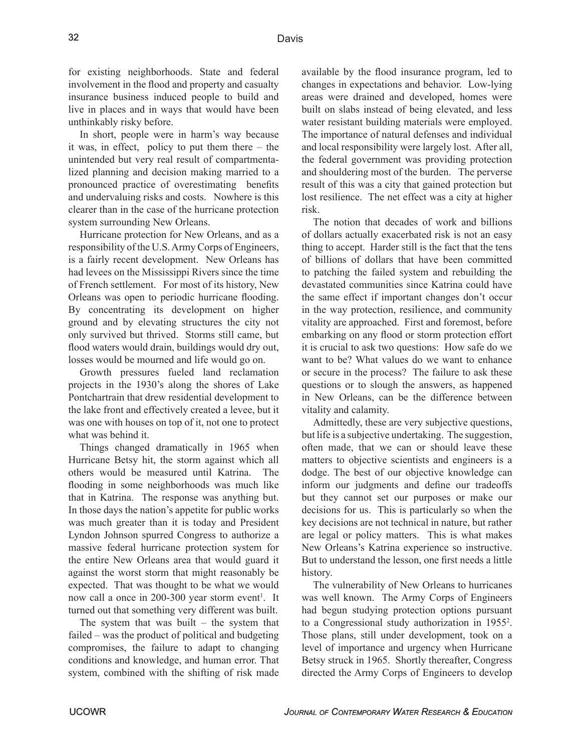for existing neighborhoods. State and federal involvement in the flood and property and casualty insurance business induced people to build and live in places and in ways that would have been unthinkably risky before.

In short, people were in harm's way because it was, in effect, policy to put them there – the unintended but very real result of compartmentalized planning and decision making married to a pronounced practice of overestimating benefits and undervaluing risks and costs. Nowhere is this clearer than in the case of the hurricane protection system surrounding New Orleans.

Hurricane protection for New Orleans, and as a responsibility of the U.S. Army Corps of Engineers, is a fairly recent development. New Orleans has had levees on the Mississippi Rivers since the time of French settlement. For most of its history, New Orleans was open to periodic hurricane flooding. By concentrating its development on higher ground and by elevating structures the city not only survived but thrived. Storms still came, but flood waters would drain, buildings would dry out, losses would be mourned and life would go on.

Growth pressures fueled land reclamation projects in the 1930's along the shores of Lake Pontchartrain that drew residential development to the lake front and effectively created a levee, but it was one with houses on top of it, not one to protect what was behind it.

Things changed dramatically in 1965 when Hurricane Betsy hit, the storm against which all others would be measured until Katrina. The flooding in some neighborhoods was much like that in Katrina. The response was anything but. In those days the nation's appetite for public works was much greater than it is today and President Lyndon Johnson spurred Congress to authorize a massive federal hurricane protection system for the entire New Orleans area that would guard it against the worst storm that might reasonably be expected. That was thought to be what we would now call a once in 200-300 year storm event[1]. It turned out that something very different was built.

The system that was built – the system that failed – was the product of political and budgeting compromises, the failure to adapt to changing conditions and knowledge, and human error. That system, combined with the shifting of risk made available by the flood insurance program, led to changes in expectations and behavior. Low-lying areas were drained and developed, homes were built on slabs instead of being elevated, and less water resistant building materials were employed. The importance of natural defenses and individual and local responsibility were largely lost. After all, the federal government was providing protection and shouldering most of the burden. The perverse result of this was a city that gained protection but lost resilience. The net effect was a city at higher risk.

The notion that decades of work and billions of dollars actually exacerbated risk is not an easy thing to accept. Harder still is the fact that the tens of billions of dollars that have been committed to patching the failed system and rebuilding the devastated communities since Katrina could have the same effect if important changes don't occur in the way protection, resilience, and community vitality are approached. First and foremost, before embarking on any flood or storm protection effort it is crucial to ask two questions: How safe do we want to be? What values do we want to enhance or secure in the process? The failure to ask these questions or to slough the answers, as happened in New Orleans, can be the difference between vitality and calamity.

Admittedly, these are very subjective questions, but life is a subjective undertaking. The suggestion, often made, that we can or should leave these matters to objective scientists and engineers is a dodge. The best of our objective knowledge can inform our judgments and define our tradeoffs but they cannot set our purposes or make our decisions for us. This is particularly so when the key decisions are not technical in nature, but rather are legal or policy matters. This is what makes New Orleans's Katrina experience so instructive. But to understand the lesson, one first needs a little history.

The vulnerability of New Orleans to hurricanes was well known. The Army Corps of Engineers had begun studying protection options pursuant to a Congressional study authorization in 1955[2]. Those plans, still under development, took on a level of importance and urgency when Hurricane Betsy struck in 1965. Shortly thereafter, Congress directed the Army Corps of Engineers to develop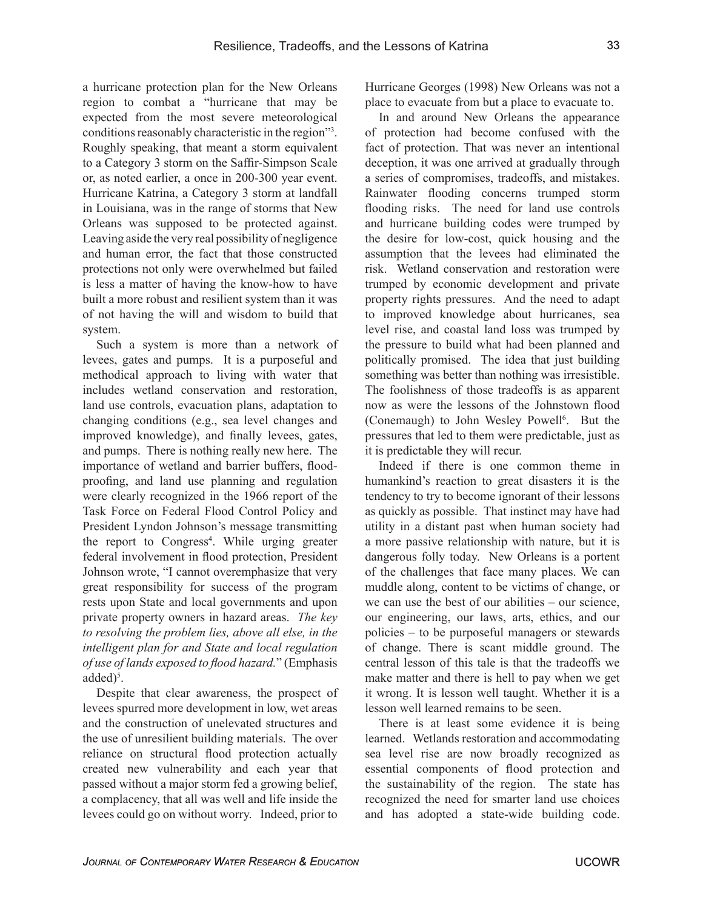a hurricane protection plan for the New Orleans region to combat a "hurricane that may be expected from the most severe meteorological conditions reasonably characteristic in the region"[3]. Roughly speaking, that meant a storm equivalent to a Category 3 storm on the Saffir-Simpson Scale or, as noted earlier, a once in 200-300 year event. Hurricane Katrina, a Category 3 storm at landfall in Louisiana, was in the range of storms that New Orleans was supposed to be protected against. Leaving aside the very real possibility of negligence and human error, the fact that those constructed protections not only were overwhelmed but failed is less a matter of having the know-how to have built a more robust and resilient system than it was of not having the will and wisdom to build that system.

Such a system is more than a network of levees, gates and pumps. It is a purposeful and methodical approach to living with water that includes wetland conservation and restoration, land use controls, evacuation plans, adaptation to changing conditions (e.g., sea level changes and improved knowledge), and finally levees, gates, and pumps. There is nothing really new here. The importance of wetland and barrier buffers, flood-proofing, and land use planning and regulation were clearly recognized in the 1966 report of the Task Force on Federal Flood Control Policy and President Lyndon Johnson's message transmitting the report to Congress[4]. While urging greater federal involvement in flood protection, President Johnson wrote, "I cannot overemphasize that very great responsibility for success of the program rests upon State and local governments and upon private property owners in hazard areas. *The key to resolving the problem lies, above all else, in the intelligent plan for and State and local regulation of use of lands exposed to flood hazard.*" (Emphasis added)[5].

Despite that clear awareness, the prospect of levees spurred more development in low, wet areas and the construction of unelevated structures and the use of unresilient building materials. The over reliance on structural flood protection actually created new vulnerability and each year that passed without a major storm fed a growing belief, a complacency, that all was well and life inside the levees could go on without worry. Indeed, prior to Hurricane Georges (1998) New Orleans was not a place to evacuate from but a place to evacuate to.

In and around New Orleans the appearance of protection had become confused with the fact of protection. That was never an intentional deception, it was one arrived at gradually through a series of compromises, tradeoffs, and mistakes. Rainwater flooding concerns trumped storm flooding risks. The need for land use controls and hurricane building codes were trumped by the desire for low-cost, quick housing and the assumption that the levees had eliminated the risk. Wetland conservation and restoration were trumped by economic development and private property rights pressures. And the need to adapt to improved knowledge about hurricanes, sea level rise, and coastal land loss was trumped by the pressure to build what had been planned and politically promised. The idea that just building something was better than nothing was irresistible. The foolishness of those tradeoffs is as apparent now as were the lessons of the Johnstown flood (Conemaugh) to John Wesley Powell[6]. But the pressures that led to them were predictable, just as it is predictable they will recur.

Indeed if there is one common theme in humankind's reaction to great disasters it is the tendency to try to become ignorant of their lessons as quickly as possible. That instinct may have had utility in a distant past when human society had a more passive relationship with nature, but it is dangerous folly today. New Orleans is a portent of the challenges that face many places. We can muddle along, content to be victims of change, or we can use the best of our abilities – our science, our engineering, our laws, arts, ethics, and our policies – to be purposeful managers or stewards of change. There is scant middle ground. The central lesson of this tale is that the tradeoffs we make matter and there is hell to pay when we get it wrong. It is lesson well taught. Whether it is a lesson well learned remains to be seen.

There is at least some evidence it is being learned. Wetlands restoration and accommodating sea level rise are now broadly recognized as essential components of flood protection and the sustainability of the region. The state has recognized the need for smarter land use choices and has adopted a state-wide building code.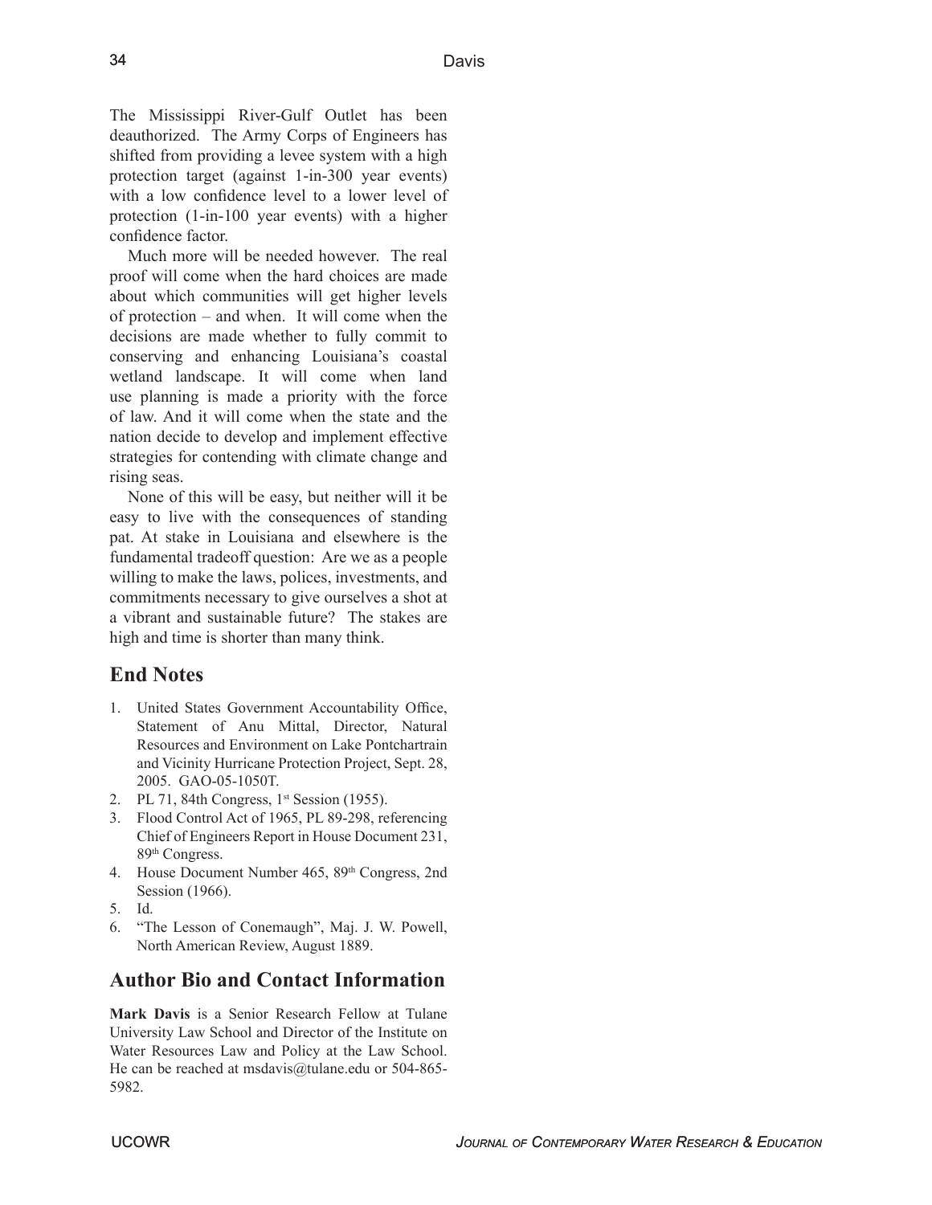The Mississippi River-Gulf Outlet has been deauthorized. The Army Corps of Engineers has shifted from providing a levee system with a high protection target (against 1-in-300 year events) with a low confidence level to a lower level of protection (1-in-100 year events) with a higher confidence factor.

Much more will be needed however. The real proof will come when the hard choices are made about which communities will get higher levels of protection – and when. It will come when the decisions are made whether to fully commit to conserving and enhancing Louisiana's coastal wetland landscape. It will come when land use planning is made a priority with the force of law. And it will come when the state and the nation decide to develop and implement effective strategies for contending with climate change and rising seas.

None of this will be easy, but neither will it be easy to live with the consequences of standing pat. At stake in Louisiana and elsewhere is the fundamental tradeoff question: Are we as a people willing to make the laws, polices, investments, and commitments necessary to give ourselves a shot at a vibrant and sustainable future? The stakes are high and time is shorter than many think.

## End Notes

1. United States Government Accountability Office, Statement of Anu Mittal, Director, Natural Resources and Environment on Lake Pontchartrain and Vicinity Hurricane Protection Project, Sept. 28, 2005. GAO-05-1050T.
2. PL 71, 84th Congress, 1st Session (1955).
3. Flood Control Act of 1965, PL 89-298, referencing Chief of Engineers Report in House Document 231, 89th Congress.
4. House Document Number 465, 89th Congress, 2nd Session (1966).
5. Id.
6. "The Lesson of Conemaugh", Maj. J. W. Powell, North American Review, August 1889.

## Author Bio and Contact Information

**Mark Davis** is a Senior Research Fellow at Tulane University Law School and Director of the Institute on Water Resources Law and Policy at the Law School. He can be reached at msdavis@tulane.edu or 504-865-5982.